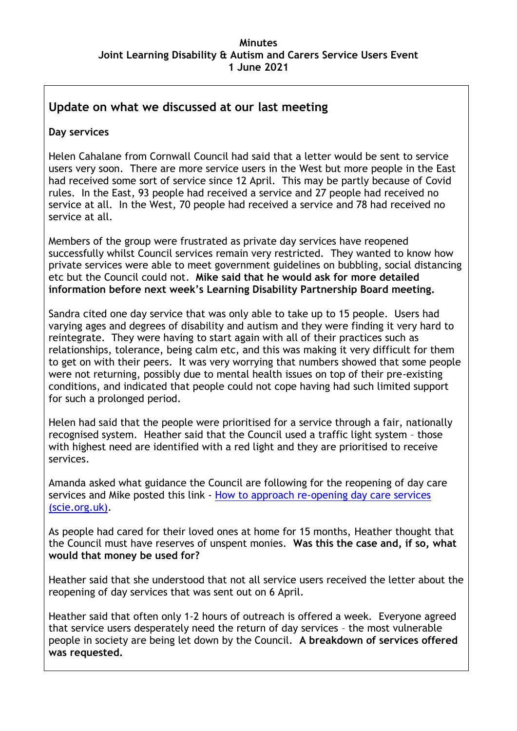**Minutes**
**Joint Learning Disability & Autism and Carers Service Users Event**
**1 June 2021**

## Update on what we discussed at our last meeting

**Day services**

Helen Cahalane from Cornwall Council had said that a letter would be sent to service users very soon. There are more service users in the West but more people in the East had received some sort of service since 12 April. This may be partly because of Covid rules. In the East, 93 people had received a service and 27 people had received no service at all. In the West, 70 people had received a service and 78 had received no service at all.

Members of the group were frustrated as private day services have reopened successfully whilst Council services remain very restricted. They wanted to know how private services were able to meet government guidelines on bubbling, social distancing etc but the Council could not. **Mike said that he would ask for more detailed information before next week's Learning Disability Partnership Board meeting.**

Sandra cited one day service that was only able to take up to 15 people. Users had varying ages and degrees of disability and autism and they were finding it very hard to reintegrate. They were having to start again with all of their practices such as relationships, tolerance, being calm etc, and this was making it very difficult for them to get on with their peers. It was very worrying that numbers showed that some people were not returning, possibly due to mental health issues on top of their pre-existing conditions, and indicated that people could not cope having had such limited support for such a prolonged period.

Helen had said that the people were prioritised for a service through a fair, nationally recognised system. Heather said that the Council used a traffic light system – those with highest need are identified with a red light and they are prioritised to receive services.

Amanda asked what guidance the Council are following for the reopening of day care services and Mike posted this link - [How to approach re-opening day care services (scie.org.uk)](scie.org.uk).

As people had cared for their loved ones at home for 15 months, Heather thought that the Council must have reserves of unspent monies. **Was this the case and, if so, what would that money be used for?**

Heather said that she understood that not all service users received the letter about the reopening of day services that was sent out on 6 April.

Heather said that often only 1-2 hours of outreach is offered a week. Everyone agreed that service users desperately need the return of day services – the most vulnerable people in society are being let down by the Council. **A breakdown of services offered was requested.**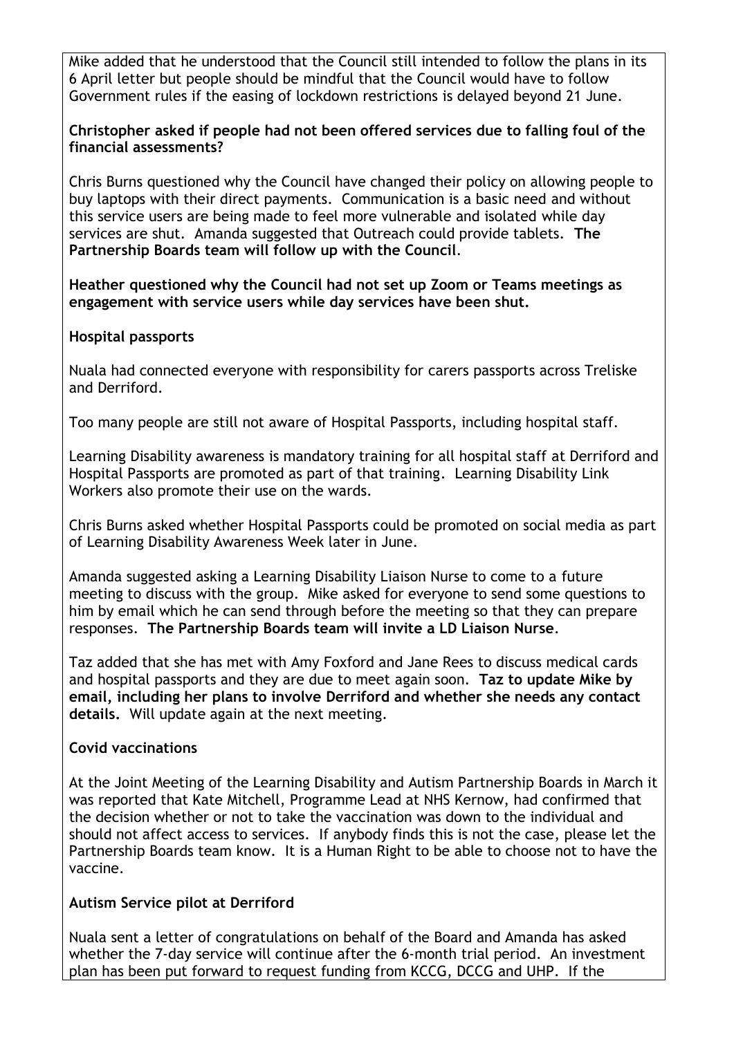Mike added that he understood that the Council still intended to follow the plans in its 6 April letter but people should be mindful that the Council would have to follow Government rules if the easing of lockdown restrictions is delayed beyond 21 June.

**Christopher asked if people had not been offered services due to falling foul of the financial assessments?**

Chris Burns questioned why the Council have changed their policy on allowing people to buy laptops with their direct payments. Communication is a basic need and without this service users are being made to feel more vulnerable and isolated while day services are shut. Amanda suggested that Outreach could provide tablets. **The Partnership Boards team will follow up with the Council**.

**Heather questioned why the Council had not set up Zoom or Teams meetings as engagement with service users while day services have been shut.**

**Hospital passports**

Nuala had connected everyone with responsibility for carers passports across Treliske and Derriford.

Too many people are still not aware of Hospital Passports, including hospital staff.

Learning Disability awareness is mandatory training for all hospital staff at Derriford and Hospital Passports are promoted as part of that training. Learning Disability Link Workers also promote their use on the wards.

Chris Burns asked whether Hospital Passports could be promoted on social media as part of Learning Disability Awareness Week later in June.

Amanda suggested asking a Learning Disability Liaison Nurse to come to a future meeting to discuss with the group. Mike asked for everyone to send some questions to him by email which he can send through before the meeting so that they can prepare responses. **The Partnership Boards team will invite a LD Liaison Nurse**.

Taz added that she has met with Amy Foxford and Jane Rees to discuss medical cards and hospital passports and they are due to meet again soon. **Taz to update Mike by email, including her plans to involve Derriford and whether she needs any contact details.** Will update again at the next meeting.

**Covid vaccinations**

At the Joint Meeting of the Learning Disability and Autism Partnership Boards in March it was reported that Kate Mitchell, Programme Lead at NHS Kernow, had confirmed that the decision whether or not to take the vaccination was down to the individual and should not affect access to services. If anybody finds this is not the case, please let the Partnership Boards team know. It is a Human Right to be able to choose not to have the vaccine.

**Autism Service pilot at Derriford**

Nuala sent a letter of congratulations on behalf of the Board and Amanda has asked whether the 7-day service will continue after the 6-month trial period. An investment plan has been put forward to request funding from KCCG, DCCG and UHP. If the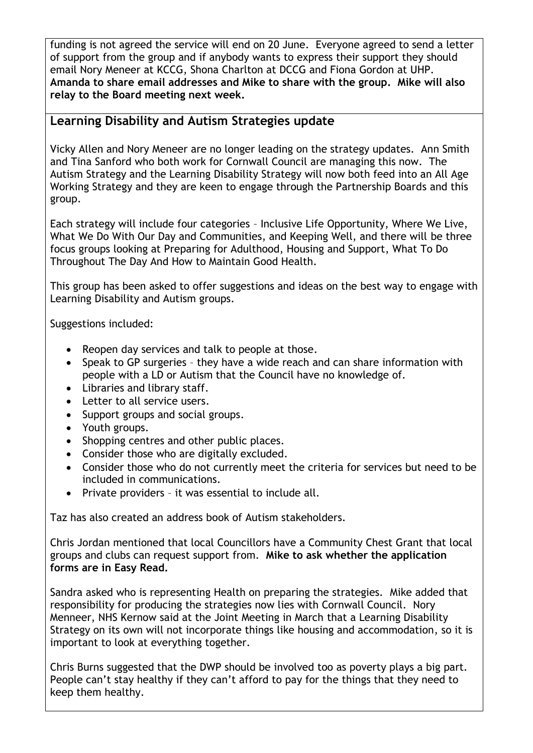funding is not agreed the service will end on 20 June. Everyone agreed to send a letter of support from the group and if anybody wants to express their support they should email Nory Meneer at KCCG, Shona Charlton at DCCG and Fiona Gordon at UHP. **Amanda to share email addresses and Mike to share with the group. Mike will also relay to the Board meeting next week.**

## Learning Disability and Autism Strategies update

Vicky Allen and Nory Meneer are no longer leading on the strategy updates. Ann Smith and Tina Sanford who both work for Cornwall Council are managing this now. The Autism Strategy and the Learning Disability Strategy will now both feed into an All Age Working Strategy and they are keen to engage through the Partnership Boards and this group.

Each strategy will include four categories – Inclusive Life Opportunity, Where We Live, What We Do With Our Day and Communities, and Keeping Well, and there will be three focus groups looking at Preparing for Adulthood, Housing and Support, What To Do Throughout The Day And How to Maintain Good Health.

This group has been asked to offer suggestions and ideas on the best way to engage with Learning Disability and Autism groups.

Suggestions included:

- Reopen day services and talk to people at those.
- Speak to GP surgeries – they have a wide reach and can share information with people with a LD or Autism that the Council have no knowledge of.
- Libraries and library staff.
- Letter to all service users.
- Support groups and social groups.
- Youth groups.
- Shopping centres and other public places.
- Consider those who are digitally excluded.
- Consider those who do not currently meet the criteria for services but need to be included in communications.
- Private providers – it was essential to include all.

Taz has also created an address book of Autism stakeholders.

Chris Jordan mentioned that local Councillors have a Community Chest Grant that local groups and clubs can request support from. **Mike to ask whether the application forms are in Easy Read.**

Sandra asked who is representing Health on preparing the strategies. Mike added that responsibility for producing the strategies now lies with Cornwall Council. Nory Menneer, NHS Kernow said at the Joint Meeting in March that a Learning Disability Strategy on its own will not incorporate things like housing and accommodation, so it is important to look at everything together.

Chris Burns suggested that the DWP should be involved too as poverty plays a big part. People can't stay healthy if they can't afford to pay for the things that they need to keep them healthy.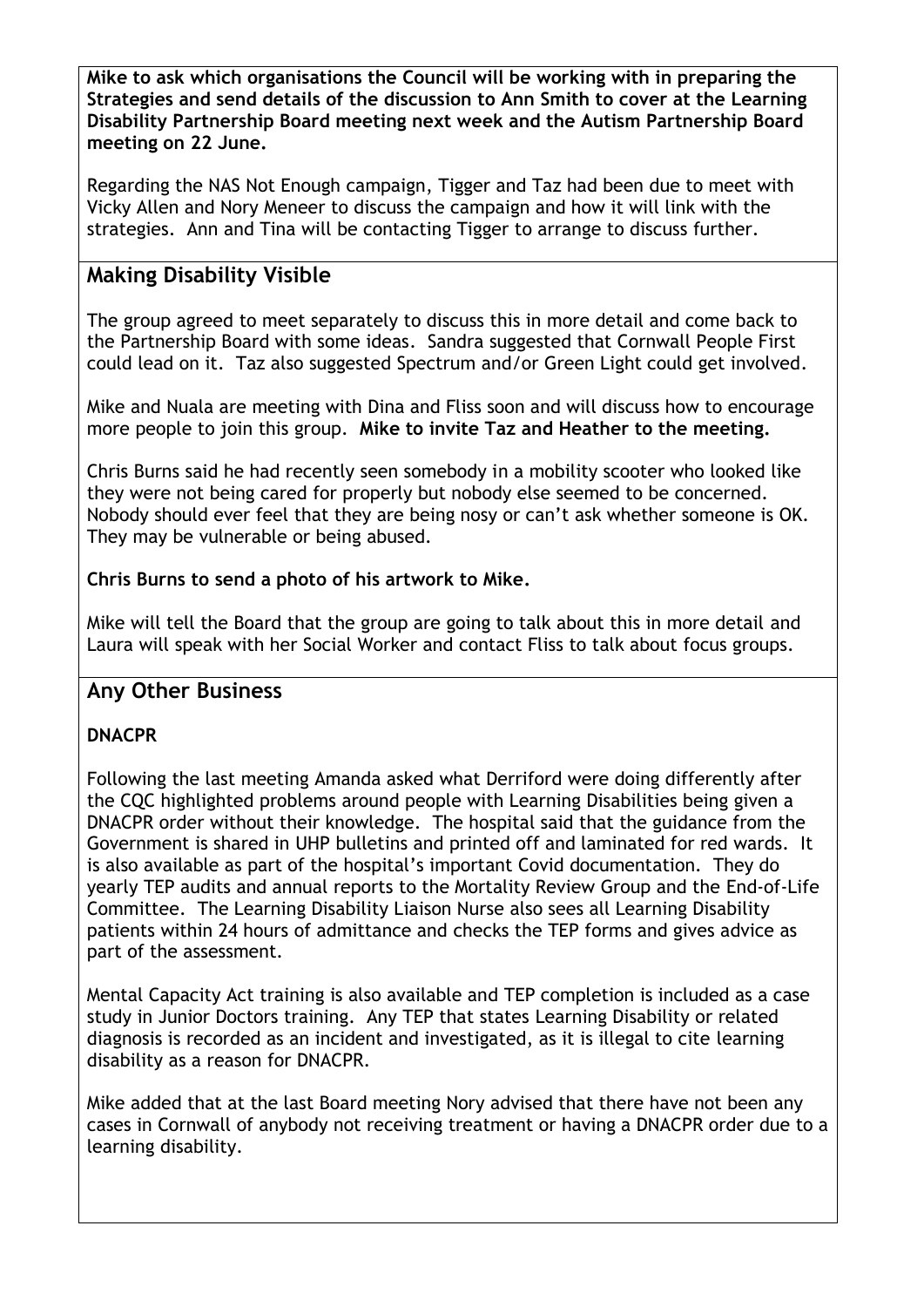**Mike to ask which organisations the Council will be working with in preparing the Strategies and send details of the discussion to Ann Smith to cover at the Learning Disability Partnership Board meeting next week and the Autism Partnership Board meeting on 22 June.**

Regarding the NAS Not Enough campaign, Tigger and Taz had been due to meet with Vicky Allen and Nory Meneer to discuss the campaign and how it will link with the strategies. Ann and Tina will be contacting Tigger to arrange to discuss further.

## Making Disability Visible

The group agreed to meet separately to discuss this in more detail and come back to the Partnership Board with some ideas. Sandra suggested that Cornwall People First could lead on it. Taz also suggested Spectrum and/or Green Light could get involved.

Mike and Nuala are meeting with Dina and Fliss soon and will discuss how to encourage more people to join this group. **Mike to invite Taz and Heather to the meeting.**

Chris Burns said he had recently seen somebody in a mobility scooter who looked like they were not being cared for properly but nobody else seemed to be concerned. Nobody should ever feel that they are being nosy or can't ask whether someone is OK. They may be vulnerable or being abused.

**Chris Burns to send a photo of his artwork to Mike.**

Mike will tell the Board that the group are going to talk about this in more detail and Laura will speak with her Social Worker and contact Fliss to talk about focus groups.

## Any Other Business

### DNACPR

Following the last meeting Amanda asked what Derriford were doing differently after the CQC highlighted problems around people with Learning Disabilities being given a DNACPR order without their knowledge. The hospital said that the guidance from the Government is shared in UHP bulletins and printed off and laminated for red wards. It is also available as part of the hospital's important Covid documentation. They do yearly TEP audits and annual reports to the Mortality Review Group and the End-of-Life Committee. The Learning Disability Liaison Nurse also sees all Learning Disability patients within 24 hours of admittance and checks the TEP forms and gives advice as part of the assessment.

Mental Capacity Act training is also available and TEP completion is included as a case study in Junior Doctors training. Any TEP that states Learning Disability or related diagnosis is recorded as an incident and investigated, as it is illegal to cite learning disability as a reason for DNACPR.

Mike added that at the last Board meeting Nory advised that there have not been any cases in Cornwall of anybody not receiving treatment or having a DNACPR order due to a learning disability.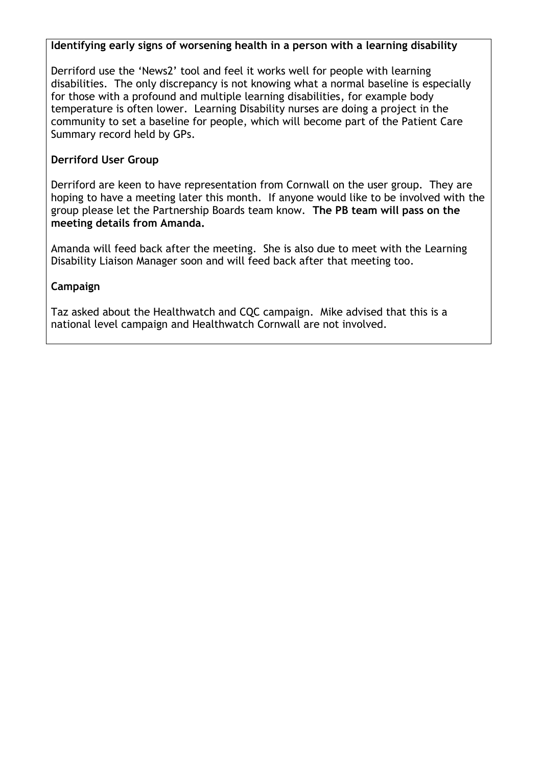**Identifying early signs of worsening health in a person with a learning disability**

Derriford use the 'News2' tool and feel it works well for people with learning disabilities. The only discrepancy is not knowing what a normal baseline is especially for those with a profound and multiple learning disabilities, for example body temperature is often lower. Learning Disability nurses are doing a project in the community to set a baseline for people, which will become part of the Patient Care Summary record held by GPs.

**Derriford User Group**

Derriford are keen to have representation from Cornwall on the user group. They are hoping to have a meeting later this month. If anyone would like to be involved with the group please let the Partnership Boards team know. **The PB team will pass on the meeting details from Amanda.**

Amanda will feed back after the meeting. She is also due to meet with the Learning Disability Liaison Manager soon and will feed back after that meeting too.

**Campaign**

Taz asked about the Healthwatch and CQC campaign. Mike advised that this is a national level campaign and Healthwatch Cornwall are not involved.